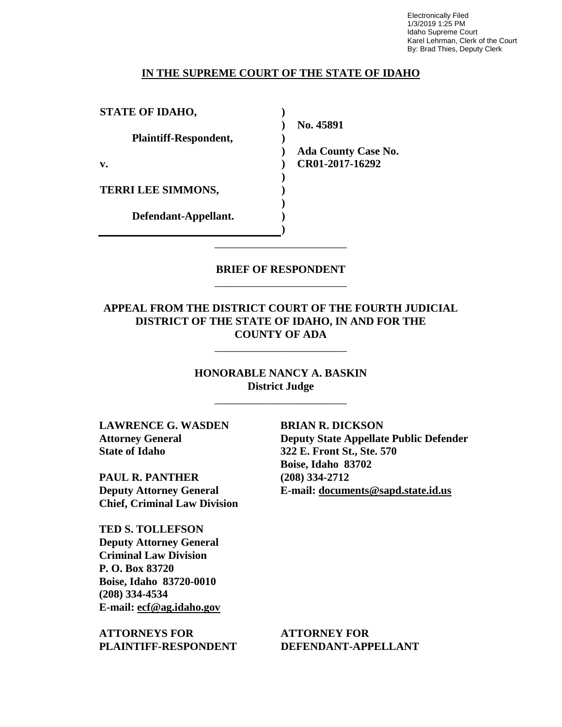Electronically Filed
1/3/2019 1:25 PM
Idaho Supreme Court
Karel Lehrman, Clerk of the Court
By: Brad Thies, Deputy Clerk

**IN THE SUPREME COURT OF THE STATE OF IDAHO**

| | | |
|---|---|---|
| **STATE OF IDAHO,** | ) | |
| | ) | **No. 45891** |
| **Plaintiff-Respondent,** | ) | |
| | ) | **Ada County Case No.** |
| **v.** | ) | **CR01-2017-16292** |
| | ) | |
| **TERRI LEE SIMMONS,** | ) | |
| | ) | |
| **Defendant-Appellant.** | ) | |
| | ) | |

---

**BRIEF OF RESPONDENT**

---

**APPEAL FROM THE DISTRICT COURT OF THE FOURTH JUDICIAL DISTRICT OF THE STATE OF IDAHO, IN AND FOR THE COUNTY OF ADA**

---

**HONORABLE NANCY A. BASKIN**
**District Judge**

---

**LAWRENCE G. WASDEN**
**Attorney General**
**State of Idaho**

**PAUL R. PANTHER**
**Deputy Attorney General**
**Chief, Criminal Law Division**

**TED S. TOLLEFSON**
**Deputy Attorney General**
**Criminal Law Division**
**P. O. Box 83720**
**Boise, Idaho 83720-0010**
**(208) 334-4534**
**E-mail: ecf@ag.idaho.gov**

**ATTORNEYS FOR PLAINTIFF-RESPONDENT**

**BRIAN R. DICKSON**
**Deputy State Appellate Public Defender**
**322 E. Front St., Ste. 570**
**Boise, Idaho 83702**
**(208) 334-2712**
**E-mail: documents@sapd.state.id.us**

**ATTORNEY FOR DEFENDANT-APPELLANT**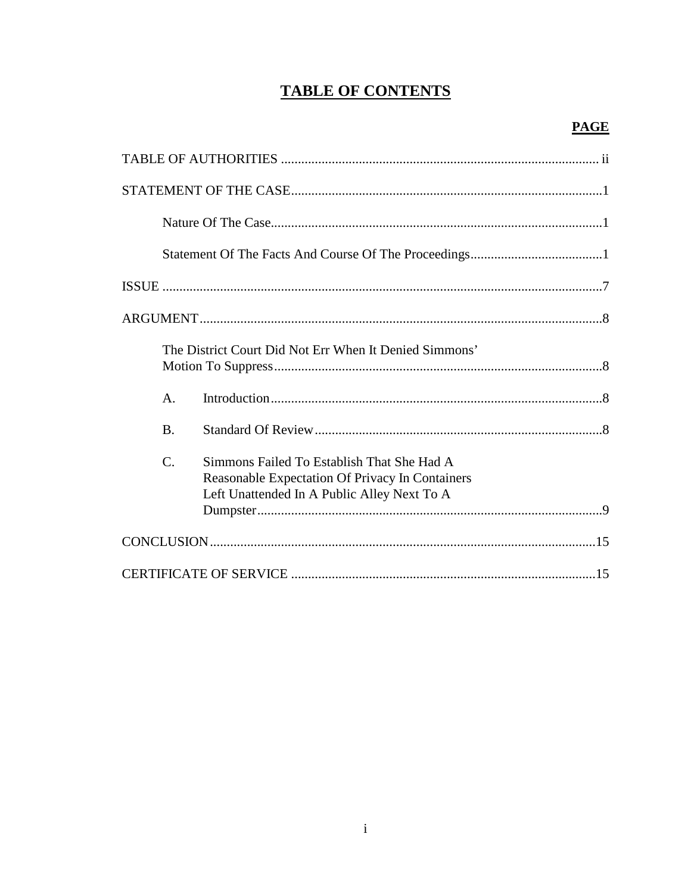# TABLE OF CONTENTS

| | PAGE |
|---|---|
| TABLE OF AUTHORITIES | ii |
| STATEMENT OF THE CASE | 1 |
| Nature Of The Case | 1 |
| Statement Of The Facts And Course Of The Proceedings | 1 |
| ISSUE | 7 |
| ARGUMENT | 8 |
| The District Court Did Not Err When It Denied Simmons' Motion To Suppress | 8 |
| A. Introduction | 8 |
| B. Standard Of Review | 8 |
| C. Simmons Failed To Establish That She Had A Reasonable Expectation Of Privacy In Containers Left Unattended In A Public Alley Next To A Dumpster | 9 |
| CONCLUSION | 15 |
| CERTIFICATE OF SERVICE | 15 |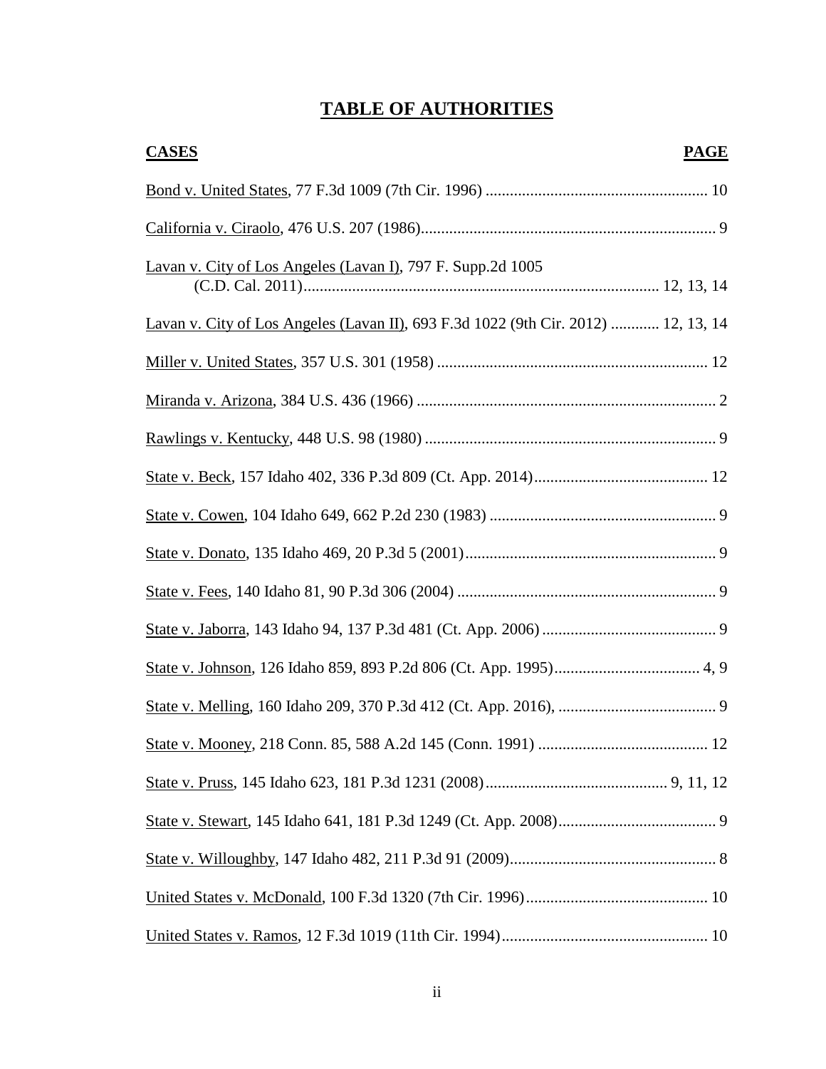# TABLE OF AUTHORITIES

| CASES | PAGE |
|---|---|
| Bond v. United States, 77 F.3d 1009 (7th Cir. 1996) | 10 |
| California v. Ciraolo, 476 U.S. 207 (1986) | 9 |
| Lavan v. City of Los Angeles (Lavan I), 797 F. Supp.2d 1005 (C.D. Cal. 2011) | 12, 13, 14 |
| Lavan v. City of Los Angeles (Lavan II), 693 F.3d 1022 (9th Cir. 2012) | 12, 13, 14 |
| Miller v. United States, 357 U.S. 301 (1958) | 12 |
| Miranda v. Arizona, 384 U.S. 436 (1966) | 2 |
| Rawlings v. Kentucky, 448 U.S. 98 (1980) | 9 |
| State v. Beck, 157 Idaho 402, 336 P.3d 809 (Ct. App. 2014) | 12 |
| State v. Cowen, 104 Idaho 649, 662 P.2d 230 (1983) | 9 |
| State v. Donato, 135 Idaho 469, 20 P.3d 5 (2001) | 9 |
| State v. Fees, 140 Idaho 81, 90 P.3d 306 (2004) | 9 |
| State v. Jaborra, 143 Idaho 94, 137 P.3d 481 (Ct. App. 2006) | 9 |
| State v. Johnson, 126 Idaho 859, 893 P.2d 806 (Ct. App. 1995) | 4, 9 |
| State v. Melling, 160 Idaho 209, 370 P.3d 412 (Ct. App. 2016), | 9 |
| State v. Mooney, 218 Conn. 85, 588 A.2d 145 (Conn. 1991) | 12 |
| State v. Pruss, 145 Idaho 623, 181 P.3d 1231 (2008) | 9, 11, 12 |
| State v. Stewart, 145 Idaho 641, 181 P.3d 1249 (Ct. App. 2008) | 9 |
| State v. Willoughby, 147 Idaho 482, 211 P.3d 91 (2009) | 8 |
| United States v. McDonald, 100 F.3d 1320 (7th Cir. 1996) | 10 |
| United States v. Ramos, 12 F.3d 1019 (11th Cir. 1994) | 10 |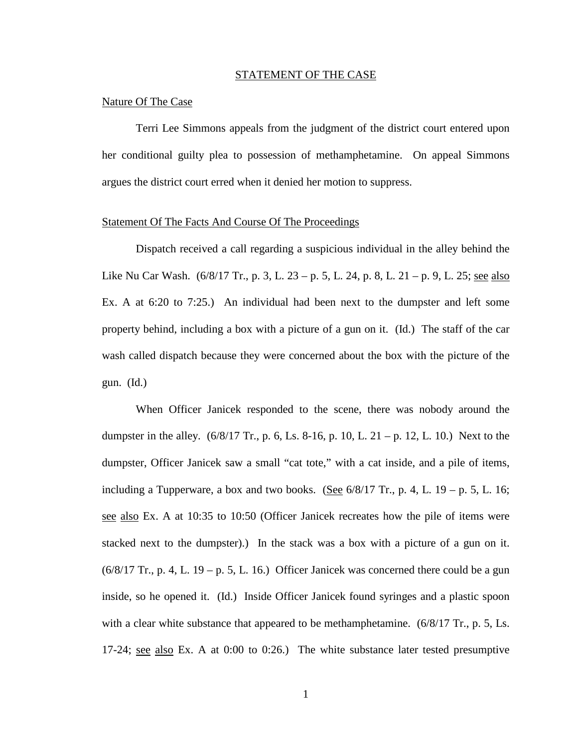# STATEMENT OF THE CASE

## Nature Of The Case

Terri Lee Simmons appeals from the judgment of the district court entered upon her conditional guilty plea to possession of methamphetamine. On appeal Simmons argues the district court erred when it denied her motion to suppress.

## Statement Of The Facts And Course Of The Proceedings

Dispatch received a call regarding a suspicious individual in the alley behind the Like Nu Car Wash. (6/8/17 Tr., p. 3, L. 23 – p. 5, L. 24, p. 8, L. 21 – p. 9, L. 25; see also Ex. A at 6:20 to 7:25.) An individual had been next to the dumpster and left some property behind, including a box with a picture of a gun on it. (Id.) The staff of the car wash called dispatch because they were concerned about the box with the picture of the gun. (Id.)

When Officer Janicek responded to the scene, there was nobody around the dumpster in the alley. (6/8/17 Tr., p. 6, Ls. 8-16, p. 10, L. 21 – p. 12, L. 10.) Next to the dumpster, Officer Janicek saw a small "cat tote," with a cat inside, and a pile of items, including a Tupperware, a box and two books. (See 6/8/17 Tr., p. 4, L. 19 – p. 5, L. 16; see also Ex. A at 10:35 to 10:50 (Officer Janicek recreates how the pile of items were stacked next to the dumpster).) In the stack was a box with a picture of a gun on it. (6/8/17 Tr., p. 4, L. 19 – p. 5, L. 16.) Officer Janicek was concerned there could be a gun inside, so he opened it. (Id.) Inside Officer Janicek found syringes and a plastic spoon with a clear white substance that appeared to be methamphetamine. (6/8/17 Tr., p. 5, Ls. 17-24; see also Ex. A at 0:00 to 0:26.) The white substance later tested presumptive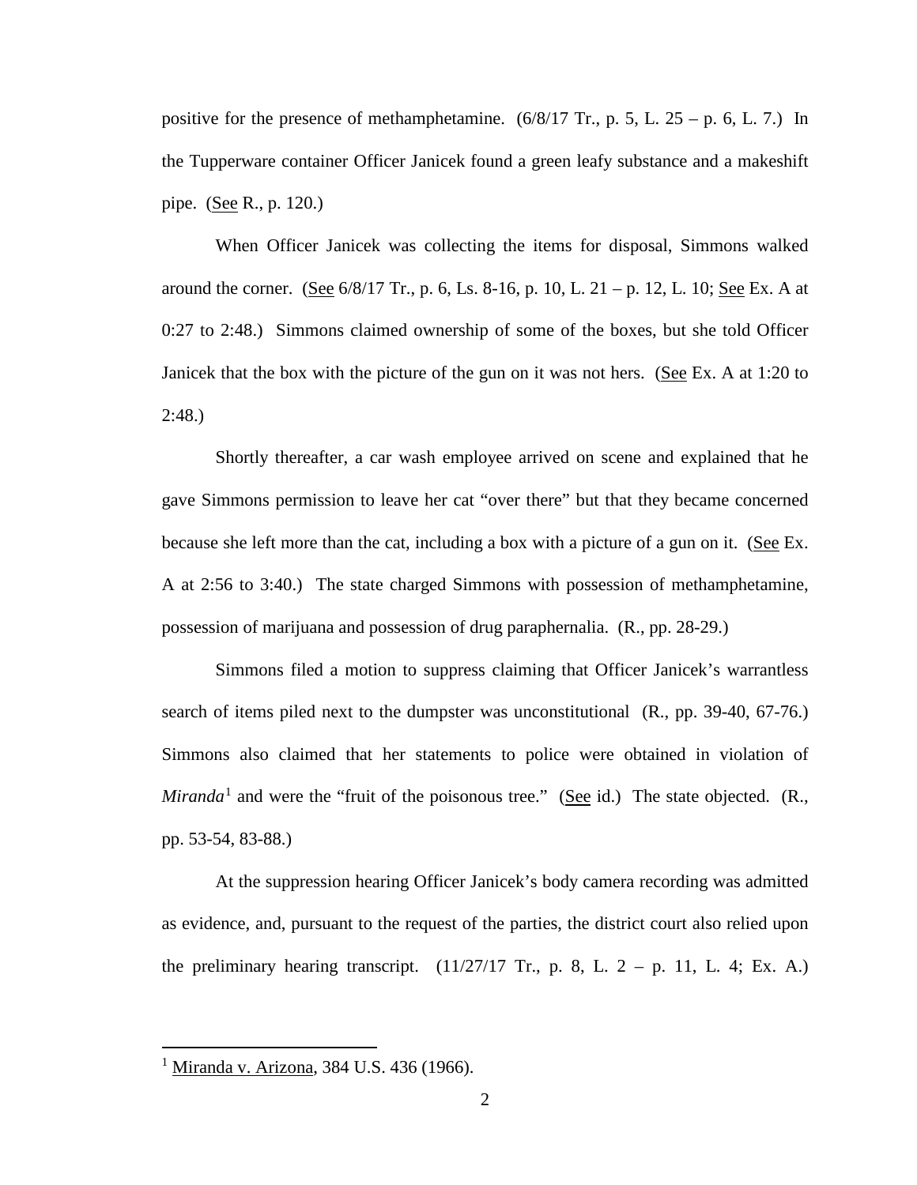positive for the presence of methamphetamine. (6/8/17 Tr., p. 5, L. 25 – p. 6, L. 7.) In the Tupperware container Officer Janicek found a green leafy substance and a makeshift pipe. (See R., p. 120.)

When Officer Janicek was collecting the items for disposal, Simmons walked around the corner. (See 6/8/17 Tr., p. 6, Ls. 8-16, p. 10, L. 21 – p. 12, L. 10; See Ex. A at 0:27 to 2:48.) Simmons claimed ownership of some of the boxes, but she told Officer Janicek that the box with the picture of the gun on it was not hers. (See Ex. A at 1:20 to 2:48.)

Shortly thereafter, a car wash employee arrived on scene and explained that he gave Simmons permission to leave her cat "over there" but that they became concerned because she left more than the cat, including a box with a picture of a gun on it. (See Ex. A at 2:56 to 3:40.) The state charged Simmons with possession of methamphetamine, possession of marijuana and possession of drug paraphernalia. (R., pp. 28-29.)

Simmons filed a motion to suppress claiming that Officer Janicek's warrantless search of items piled next to the dumpster was unconstitutional (R., pp. 39-40, 67-76.) Simmons also claimed that her statements to police were obtained in violation of *Miranda*[1] and were the "fruit of the poisonous tree." (See id.) The state objected. (R., pp. 53-54, 83-88.)

At the suppression hearing Officer Janicek's body camera recording was admitted as evidence, and, pursuant to the request of the parties, the district court also relied upon the preliminary hearing transcript. (11/27/17 Tr., p. 8, L. 2 – p. 11, L. 4; Ex. A.)

[1] Miranda v. Arizona, 384 U.S. 436 (1966).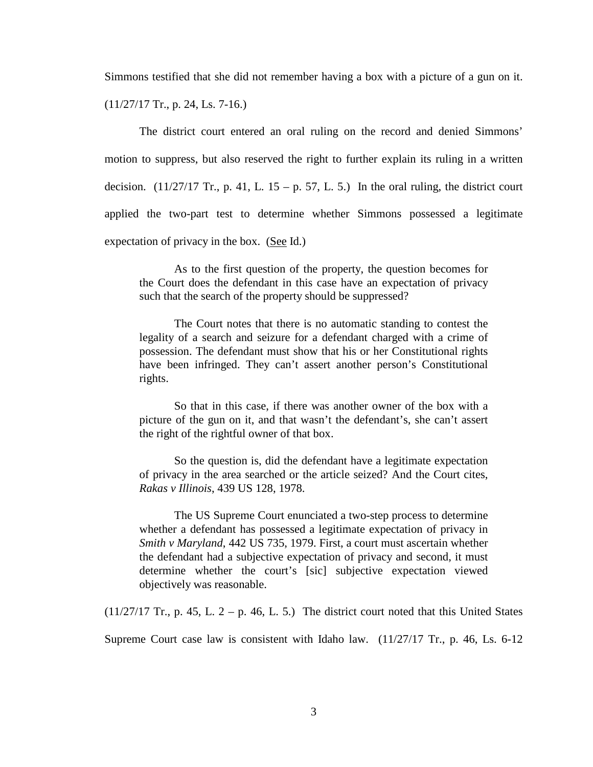Simmons testified that she did not remember having a box with a picture of a gun on it. (11/27/17 Tr., p. 24, Ls. 7-16.)

The district court entered an oral ruling on the record and denied Simmons' motion to suppress, but also reserved the right to further explain its ruling in a written decision. (11/27/17 Tr., p. 41, L. 15 – p. 57, L. 5.) In the oral ruling, the district court applied the two-part test to determine whether Simmons possessed a legitimate expectation of privacy in the box. (See Id.)

> As to the first question of the property, the question becomes for the Court does the defendant in this case have an expectation of privacy such that the search of the property should be suppressed?
>
> The Court notes that there is no automatic standing to contest the legality of a search and seizure for a defendant charged with a crime of possession. The defendant must show that his or her Constitutional rights have been infringed. They can't assert another person's Constitutional rights.
>
> So that in this case, if there was another owner of the box with a picture of the gun on it, and that wasn't the defendant's, she can't assert the right of the rightful owner of that box.
>
> So the question is, did the defendant have a legitimate expectation of privacy in the area searched or the article seized? And the Court cites, *Rakas v Illinois*, 439 US 128, 1978.
>
> The US Supreme Court enunciated a two-step process to determine whether a defendant has possessed a legitimate expectation of privacy in *Smith v Maryland*, 442 US 735, 1979. First, a court must ascertain whether the defendant had a subjective expectation of privacy and second, it must determine whether the court's [sic] subjective expectation viewed objectively was reasonable.

(11/27/17 Tr., p. 45, L. 2 – p. 46, L. 5.) The district court noted that this United States Supreme Court case law is consistent with Idaho law. (11/27/17 Tr., p. 46, Ls. 6-12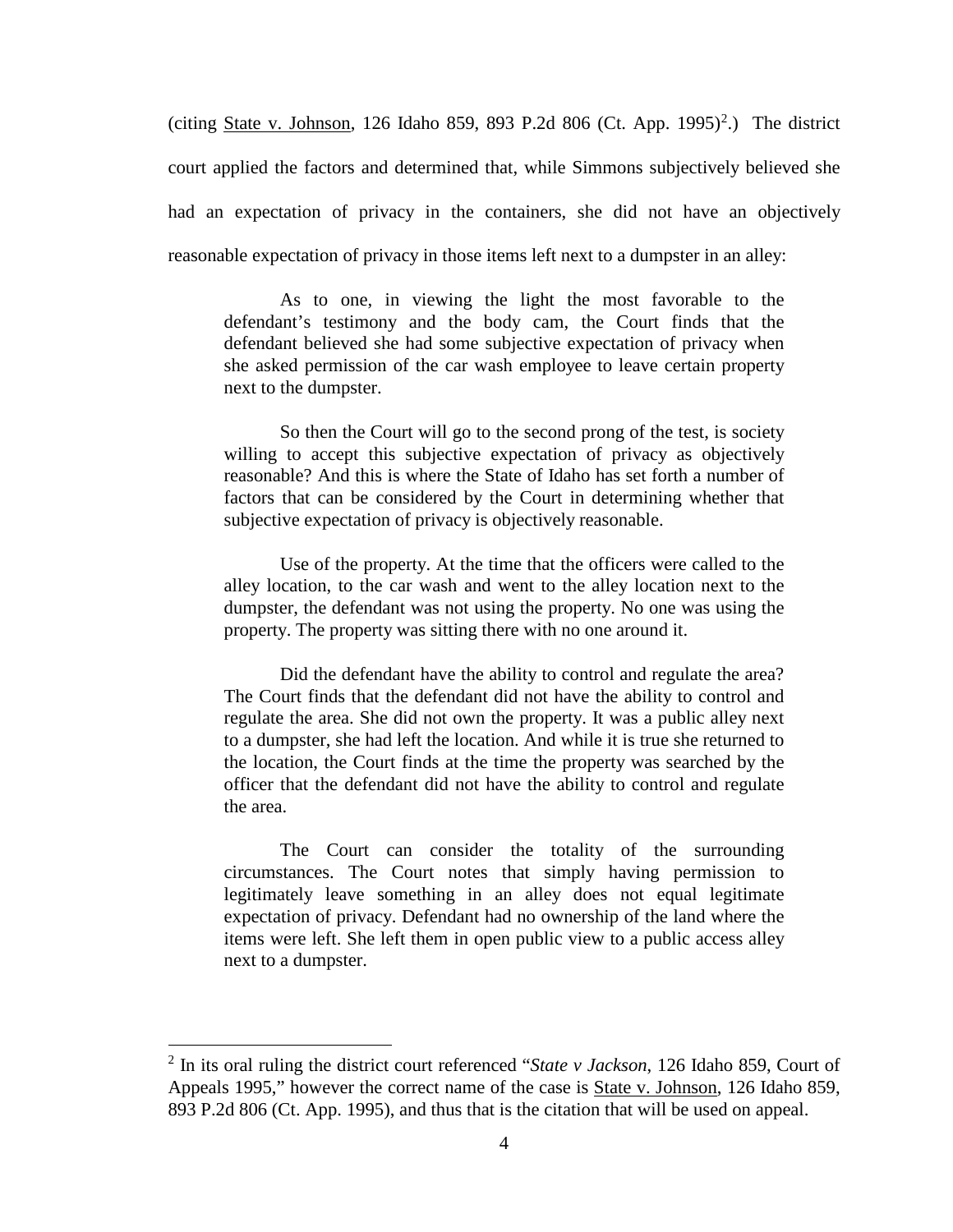(citing State v. Johnson, 126 Idaho 859, 893 P.2d 806 (Ct. App. 1995)[2].) The district court applied the factors and determined that, while Simmons subjectively believed she had an expectation of privacy in the containers, she did not have an objectively reasonable expectation of privacy in those items left next to a dumpster in an alley:

> As to one, in viewing the light the most favorable to the defendant's testimony and the body cam, the Court finds that the defendant believed she had some subjective expectation of privacy when she asked permission of the car wash employee to leave certain property next to the dumpster.
>
> So then the Court will go to the second prong of the test, is society willing to accept this subjective expectation of privacy as objectively reasonable? And this is where the State of Idaho has set forth a number of factors that can be considered by the Court in determining whether that subjective expectation of privacy is objectively reasonable.
>
> Use of the property. At the time that the officers were called to the alley location, to the car wash and went to the alley location next to the dumpster, the defendant was not using the property. No one was using the property. The property was sitting there with no one around it.
>
> Did the defendant have the ability to control and regulate the area? The Court finds that the defendant did not have the ability to control and regulate the area. She did not own the property. It was a public alley next to a dumpster, she had left the location. And while it is true she returned to the location, the Court finds at the time the property was searched by the officer that the defendant did not have the ability to control and regulate the area.
>
> The Court can consider the totality of the surrounding circumstances. The Court notes that simply having permission to legitimately leave something in an alley does not equal legitimate expectation of privacy. Defendant had no ownership of the land where the items were left. She left them in open public view to a public access alley next to a dumpster.

---

[2] In its oral ruling the district court referenced "*State v Jackson*, 126 Idaho 859, Court of Appeals 1995," however the correct name of the case is State v. Johnson, 126 Idaho 859, 893 P.2d 806 (Ct. App. 1995), and thus that is the citation that will be used on appeal.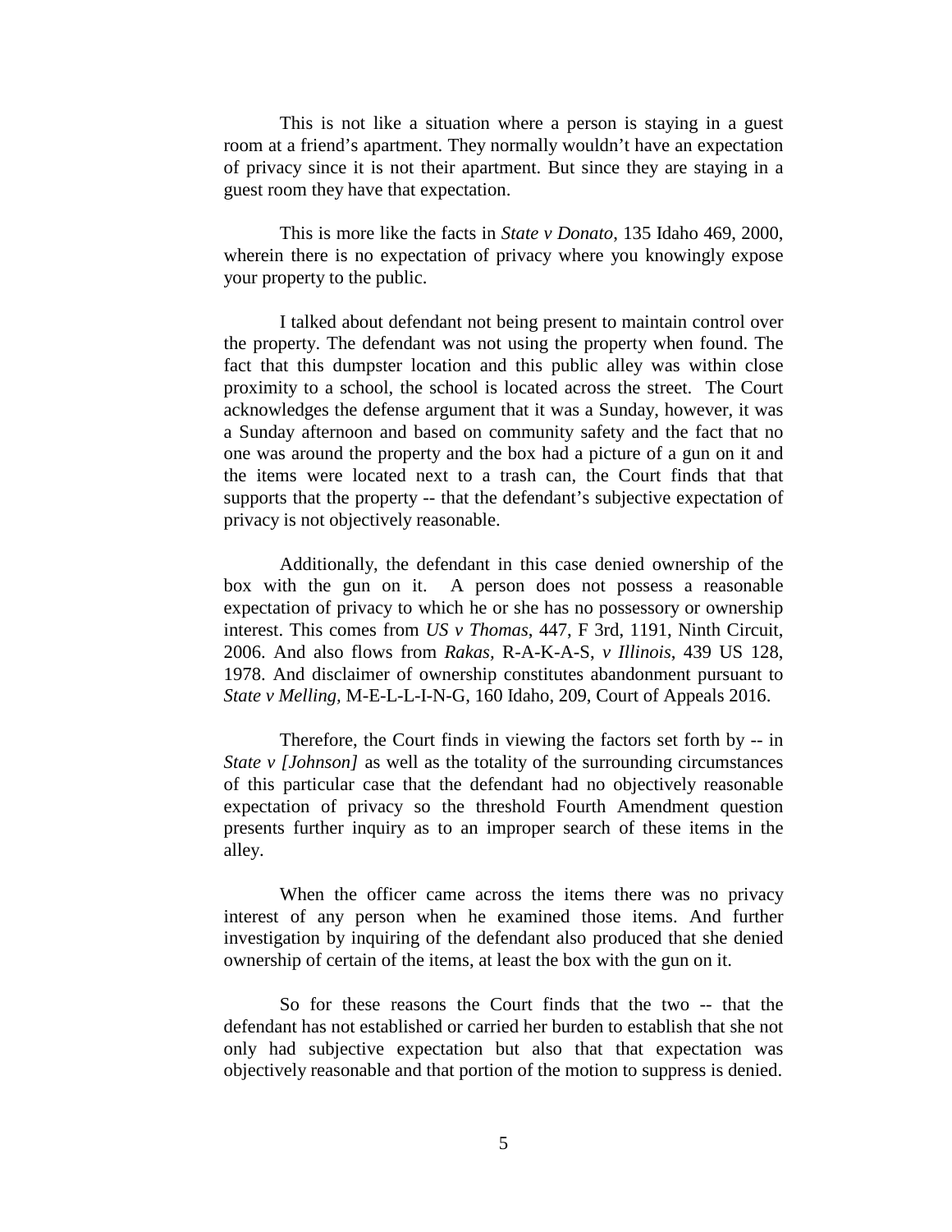This is not like a situation where a person is staying in a guest room at a friend's apartment. They normally wouldn't have an expectation of privacy since it is not their apartment. But since they are staying in a guest room they have that expectation.

This is more like the facts in *State v Donato*, 135 Idaho 469, 2000, wherein there is no expectation of privacy where you knowingly expose your property to the public.

I talked about defendant not being present to maintain control over the property. The defendant was not using the property when found. The fact that this dumpster location and this public alley was within close proximity to a school, the school is located across the street. The Court acknowledges the defense argument that it was a Sunday, however, it was a Sunday afternoon and based on community safety and the fact that no one was around the property and the box had a picture of a gun on it and the items were located next to a trash can, the Court finds that that supports that the property -- that the defendant's subjective expectation of privacy is not objectively reasonable.

Additionally, the defendant in this case denied ownership of the box with the gun on it. A person does not possess a reasonable expectation of privacy to which he or she has no possessory or ownership interest. This comes from *US v Thomas*, 447, F 3rd, 1191, Ninth Circuit, 2006. And also flows from *Rakas*, R-A-K-A-S, *v Illinois*, 439 US 128, 1978. And disclaimer of ownership constitutes abandonment pursuant to *State v Melling*, M-E-L-L-I-N-G, 160 Idaho, 209, Court of Appeals 2016.

Therefore, the Court finds in viewing the factors set forth by -- in *State v [Johnson]* as well as the totality of the surrounding circumstances of this particular case that the defendant had no objectively reasonable expectation of privacy so the threshold Fourth Amendment question presents further inquiry as to an improper search of these items in the alley.

When the officer came across the items there was no privacy interest of any person when he examined those items. And further investigation by inquiring of the defendant also produced that she denied ownership of certain of the items, at least the box with the gun on it.

So for these reasons the Court finds that the two -- that the defendant has not established or carried her burden to establish that she not only had subjective expectation but also that that expectation was objectively reasonable and that portion of the motion to suppress is denied.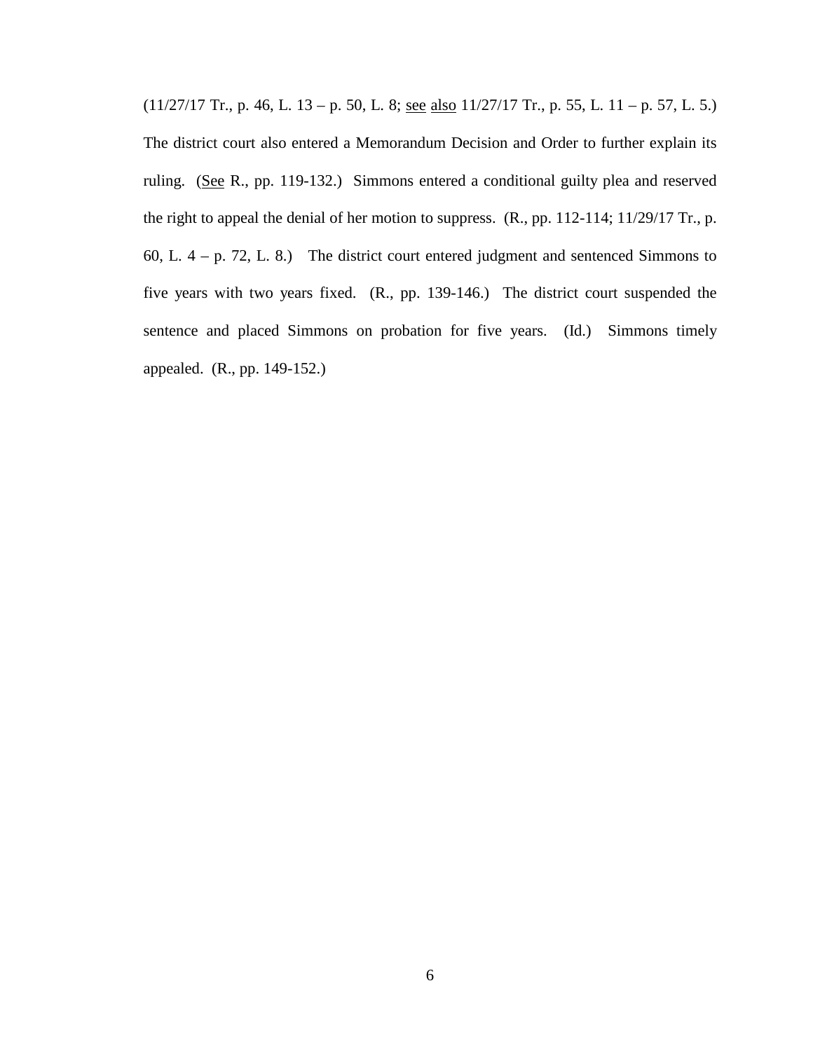(11/27/17 Tr., p. 46, L. 13 – p. 50, L. 8; see also 11/27/17 Tr., p. 55, L. 11 – p. 57, L. 5.) The district court also entered a Memorandum Decision and Order to further explain its ruling. (See R., pp. 119-132.) Simmons entered a conditional guilty plea and reserved the right to appeal the denial of her motion to suppress. (R., pp. 112-114; 11/29/17 Tr., p. 60, L. 4 – p. 72, L. 8.) The district court entered judgment and sentenced Simmons to five years with two years fixed. (R., pp. 139-146.) The district court suspended the sentence and placed Simmons on probation for five years. (Id.) Simmons timely appealed. (R., pp. 149-152.)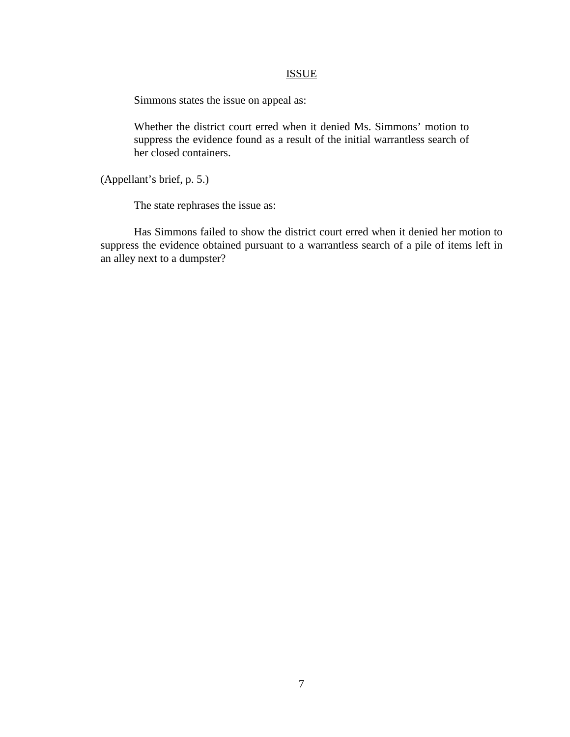## ISSUE

Simmons states the issue on appeal as:

> Whether the district court erred when it denied Ms. Simmons' motion to suppress the evidence found as a result of the initial warrantless search of her closed containers.

(Appellant's brief, p. 5.)

The state rephrases the issue as:

Has Simmons failed to show the district court erred when it denied her motion to suppress the evidence obtained pursuant to a warrantless search of a pile of items left in an alley next to a dumpster?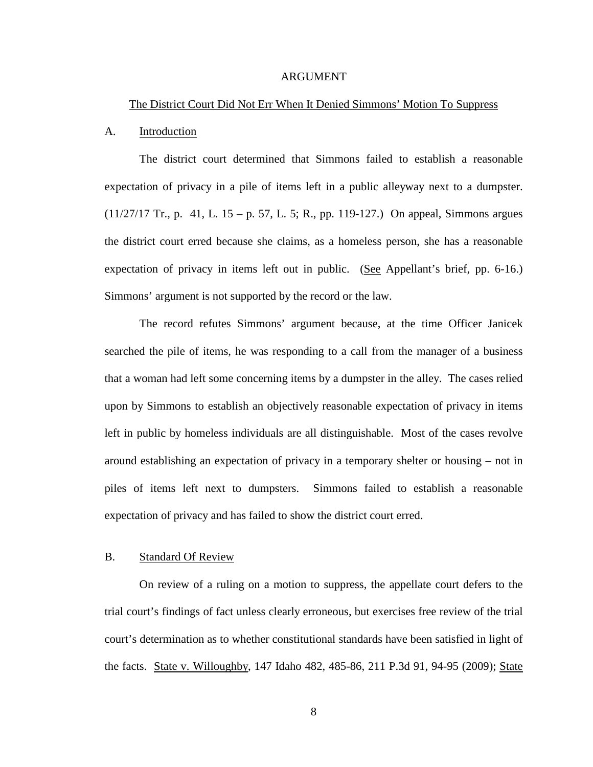# ARGUMENT

## The District Court Did Not Err When It Denied Simmons' Motion To Suppress

### A. Introduction

The district court determined that Simmons failed to establish a reasonable expectation of privacy in a pile of items left in a public alleyway next to a dumpster. (11/27/17 Tr., p. 41, L. 15 – p. 57, L. 5; R., pp. 119-127.) On appeal, Simmons argues the district court erred because she claims, as a homeless person, she has a reasonable expectation of privacy in items left out in public. (See Appellant's brief, pp. 6-16.) Simmons' argument is not supported by the record or the law.

The record refutes Simmons' argument because, at the time Officer Janicek searched the pile of items, he was responding to a call from the manager of a business that a woman had left some concerning items by a dumpster in the alley. The cases relied upon by Simmons to establish an objectively reasonable expectation of privacy in items left in public by homeless individuals are all distinguishable. Most of the cases revolve around establishing an expectation of privacy in a temporary shelter or housing – not in piles of items left next to dumpsters. Simmons failed to establish a reasonable expectation of privacy and has failed to show the district court erred.

### B. Standard Of Review

On review of a ruling on a motion to suppress, the appellate court defers to the trial court's findings of fact unless clearly erroneous, but exercises free review of the trial court's determination as to whether constitutional standards have been satisfied in light of the facts. State v. Willoughby, 147 Idaho 482, 485-86, 211 P.3d 91, 94-95 (2009); State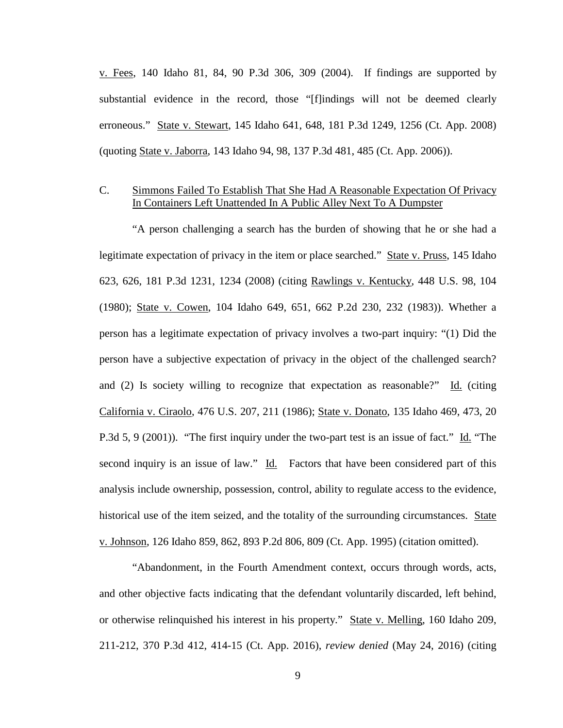v. Fees, 140 Idaho 81, 84, 90 P.3d 306, 309 (2004). If findings are supported by substantial evidence in the record, those "[f]indings will not be deemed clearly erroneous." State v. Stewart, 145 Idaho 641, 648, 181 P.3d 1249, 1256 (Ct. App. 2008) (quoting State v. Jaborra, 143 Idaho 94, 98, 137 P.3d 481, 485 (Ct. App. 2006)).

### C. Simmons Failed To Establish That She Had A Reasonable Expectation Of Privacy In Containers Left Unattended In A Public Alley Next To A Dumpster

"A person challenging a search has the burden of showing that he or she had a legitimate expectation of privacy in the item or place searched." State v. Pruss, 145 Idaho 623, 626, 181 P.3d 1231, 1234 (2008) (citing Rawlings v. Kentucky, 448 U.S. 98, 104 (1980); State v. Cowen, 104 Idaho 649, 651, 662 P.2d 230, 232 (1983)). Whether a person has a legitimate expectation of privacy involves a two-part inquiry: "(1) Did the person have a subjective expectation of privacy in the object of the challenged search? and (2) Is society willing to recognize that expectation as reasonable?" Id. (citing California v. Ciraolo, 476 U.S. 207, 211 (1986); State v. Donato, 135 Idaho 469, 473, 20 P.3d 5, 9 (2001)). "The first inquiry under the two-part test is an issue of fact." Id. "The second inquiry is an issue of law." Id. Factors that have been considered part of this analysis include ownership, possession, control, ability to regulate access to the evidence, historical use of the item seized, and the totality of the surrounding circumstances. State v. Johnson, 126 Idaho 859, 862, 893 P.2d 806, 809 (Ct. App. 1995) (citation omitted).

"Abandonment, in the Fourth Amendment context, occurs through words, acts, and other objective facts indicating that the defendant voluntarily discarded, left behind, or otherwise relinquished his interest in his property." State v. Melling, 160 Idaho 209, 211-212, 370 P.3d 412, 414-15 (Ct. App. 2016), *review denied* (May 24, 2016) (citing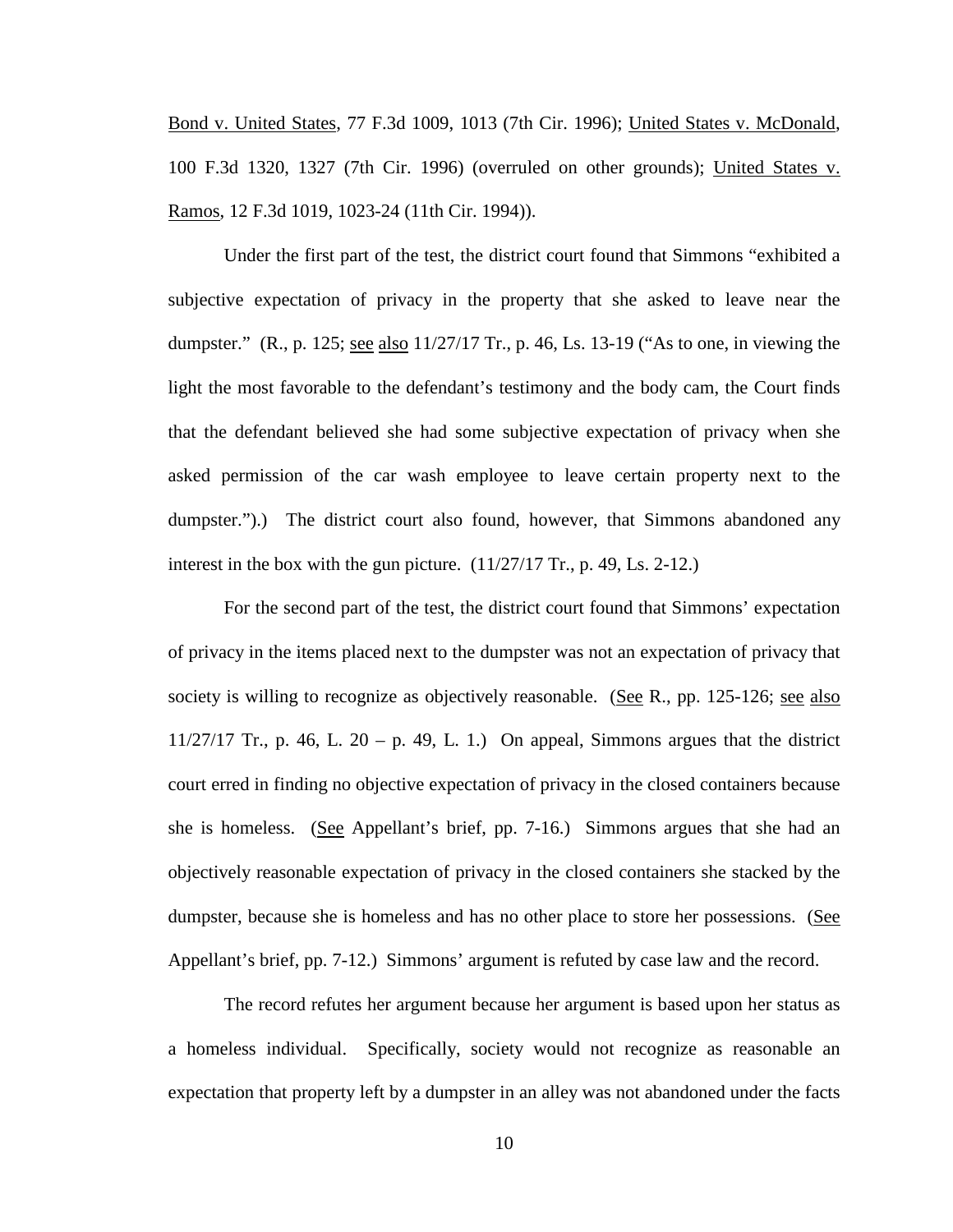Bond v. United States, 77 F.3d 1009, 1013 (7th Cir. 1996); United States v. McDonald, 100 F.3d 1320, 1327 (7th Cir. 1996) (overruled on other grounds); United States v. Ramos, 12 F.3d 1019, 1023-24 (11th Cir. 1994)).

Under the first part of the test, the district court found that Simmons "exhibited a subjective expectation of privacy in the property that she asked to leave near the dumpster." (R., p. 125; see also 11/27/17 Tr., p. 46, Ls. 13-19 ("As to one, in viewing the light the most favorable to the defendant's testimony and the body cam, the Court finds that the defendant believed she had some subjective expectation of privacy when she asked permission of the car wash employee to leave certain property next to the dumpster.").) The district court also found, however, that Simmons abandoned any interest in the box with the gun picture. (11/27/17 Tr., p. 49, Ls. 2-12.)

For the second part of the test, the district court found that Simmons' expectation of privacy in the items placed next to the dumpster was not an expectation of privacy that society is willing to recognize as objectively reasonable. (See R., pp. 125-126; see also 11/27/17 Tr., p. 46, L. 20 – p. 49, L. 1.) On appeal, Simmons argues that the district court erred in finding no objective expectation of privacy in the closed containers because she is homeless. (See Appellant's brief, pp. 7-16.) Simmons argues that she had an objectively reasonable expectation of privacy in the closed containers she stacked by the dumpster, because she is homeless and has no other place to store her possessions. (See Appellant's brief, pp. 7-12.) Simmons' argument is refuted by case law and the record.

The record refutes her argument because her argument is based upon her status as a homeless individual. Specifically, society would not recognize as reasonable an expectation that property left by a dumpster in an alley was not abandoned under the facts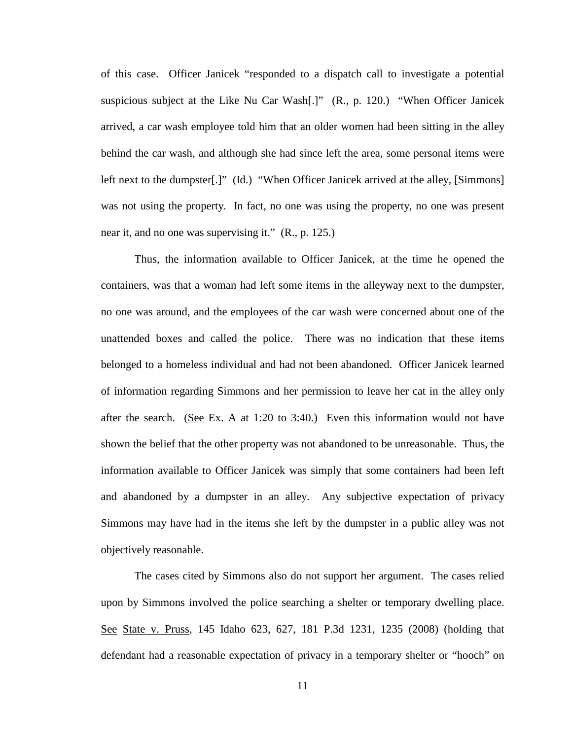of this case. Officer Janicek "responded to a dispatch call to investigate a potential suspicious subject at the Like Nu Car Wash[.]" (R., p. 120.) "When Officer Janicek arrived, a car wash employee told him that an older women had been sitting in the alley behind the car wash, and although she had since left the area, some personal items were left next to the dumpster[.]" (Id.) "When Officer Janicek arrived at the alley, [Simmons] was not using the property. In fact, no one was using the property, no one was present near it, and no one was supervising it." (R., p. 125.)

Thus, the information available to Officer Janicek, at the time he opened the containers, was that a woman had left some items in the alleyway next to the dumpster, no one was around, and the employees of the car wash were concerned about one of the unattended boxes and called the police. There was no indication that these items belonged to a homeless individual and had not been abandoned. Officer Janicek learned of information regarding Simmons and her permission to leave her cat in the alley only after the search. (See Ex. A at 1:20 to 3:40.) Even this information would not have shown the belief that the other property was not abandoned to be unreasonable. Thus, the information available to Officer Janicek was simply that some containers had been left and abandoned by a dumpster in an alley. Any subjective expectation of privacy Simmons may have had in the items she left by the dumpster in a public alley was not objectively reasonable.

The cases cited by Simmons also do not support her argument. The cases relied upon by Simmons involved the police searching a shelter or temporary dwelling place. See State v. Pruss, 145 Idaho 623, 627, 181 P.3d 1231, 1235 (2008) (holding that defendant had a reasonable expectation of privacy in a temporary shelter or "hooch" on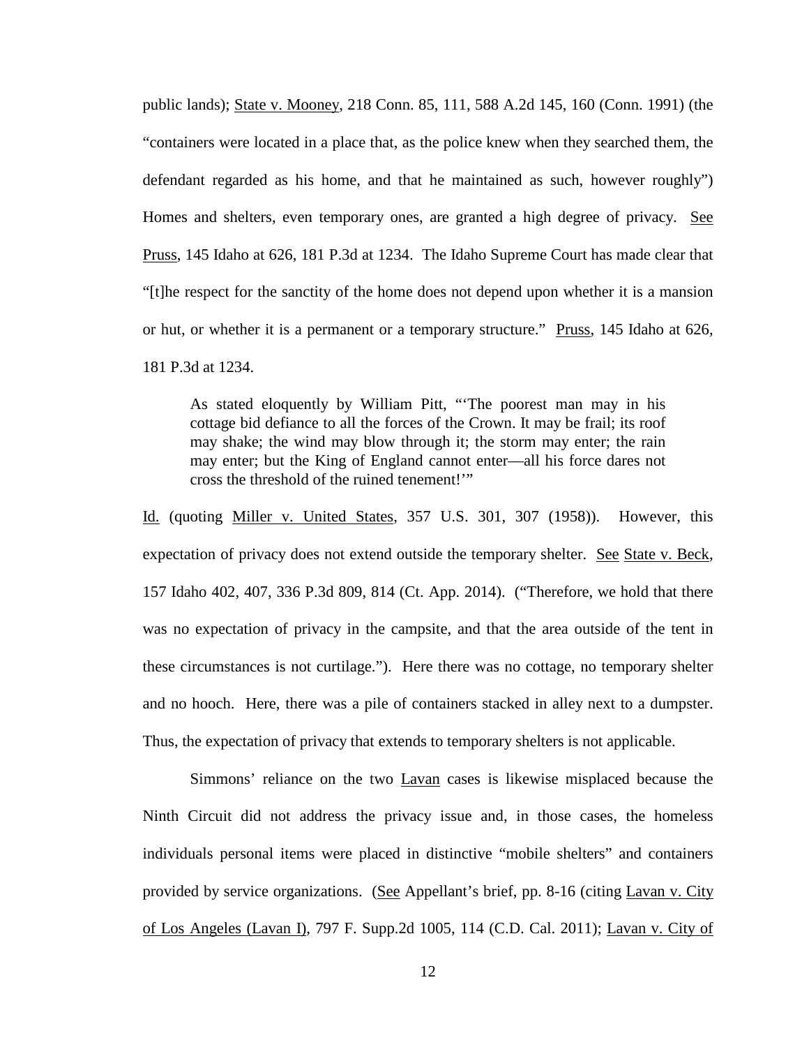public lands); State v. Mooney, 218 Conn. 85, 111, 588 A.2d 145, 160 (Conn. 1991) (the "containers were located in a place that, as the police knew when they searched them, the defendant regarded as his home, and that he maintained as such, however roughly") Homes and shelters, even temporary ones, are granted a high degree of privacy. See Pruss, 145 Idaho at 626, 181 P.3d at 1234. The Idaho Supreme Court has made clear that "[t]he respect for the sanctity of the home does not depend upon whether it is a mansion or hut, or whether it is a permanent or a temporary structure." Pruss, 145 Idaho at 626, 181 P.3d at 1234.

> As stated eloquently by William Pitt, "'The poorest man may in his cottage bid defiance to all the forces of the Crown. It may be frail; its roof may shake; the wind may blow through it; the storm may enter; the rain may enter; but the King of England cannot enter—all his force dares not cross the threshold of the ruined tenement!'"

Id. (quoting Miller v. United States, 357 U.S. 301, 307 (1958)). However, this expectation of privacy does not extend outside the temporary shelter. See State v. Beck, 157 Idaho 402, 407, 336 P.3d 809, 814 (Ct. App. 2014). ("Therefore, we hold that there was no expectation of privacy in the campsite, and that the area outside of the tent in these circumstances is not curtilage."). Here there was no cottage, no temporary shelter and no hooch. Here, there was a pile of containers stacked in alley next to a dumpster. Thus, the expectation of privacy that extends to temporary shelters is not applicable.

Simmons' reliance on the two Lavan cases is likewise misplaced because the Ninth Circuit did not address the privacy issue and, in those cases, the homeless individuals personal items were placed in distinctive "mobile shelters" and containers provided by service organizations. (See Appellant's brief, pp. 8-16 (citing Lavan v. City of Los Angeles (Lavan I), 797 F. Supp.2d 1005, 114 (C.D. Cal. 2011); Lavan v. City of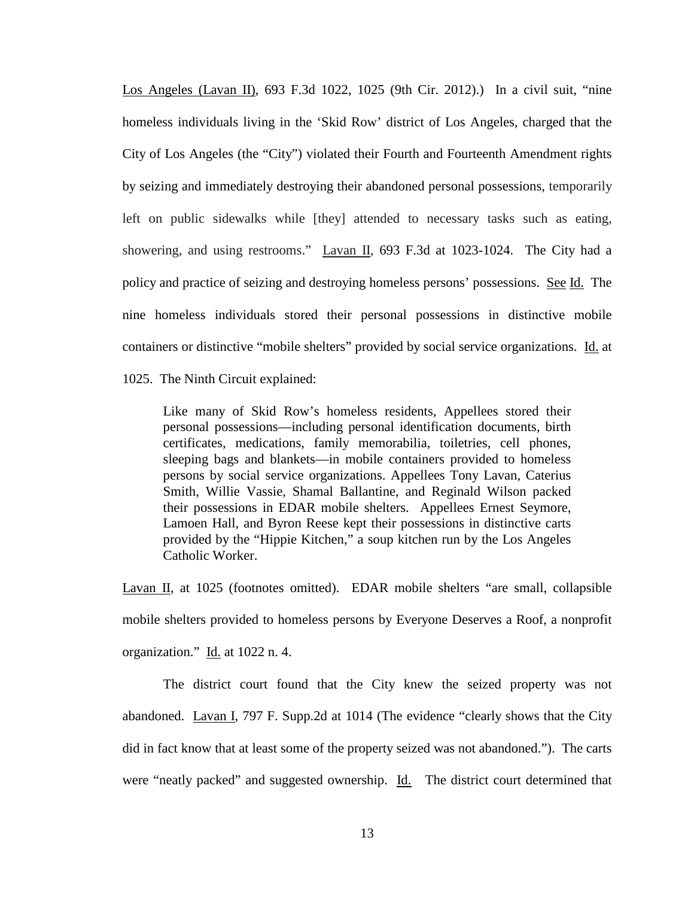Los Angeles (Lavan II), 693 F.3d 1022, 1025 (9th Cir. 2012).) In a civil suit, "nine homeless individuals living in the 'Skid Row' district of Los Angeles, charged that the City of Los Angeles (the "City") violated their Fourth and Fourteenth Amendment rights by seizing and immediately destroying their abandoned personal possessions, temporarily left on public sidewalks while [they] attended to necessary tasks such as eating, showering, and using restrooms." Lavan II, 693 F.3d at 1023-1024. The City had a policy and practice of seizing and destroying homeless persons' possessions. See Id. The nine homeless individuals stored their personal possessions in distinctive mobile containers or distinctive "mobile shelters" provided by social service organizations. Id. at 1025. The Ninth Circuit explained:

> Like many of Skid Row's homeless residents, Appellees stored their personal possessions—including personal identification documents, birth certificates, medications, family memorabilia, toiletries, cell phones, sleeping bags and blankets—in mobile containers provided to homeless persons by social service organizations. Appellees Tony Lavan, Caterius Smith, Willie Vassie, Shamal Ballantine, and Reginald Wilson packed their possessions in EDAR mobile shelters. Appellees Ernest Seymore, Lamoen Hall, and Byron Reese kept their possessions in distinctive carts provided by the "Hippie Kitchen," a soup kitchen run by the Los Angeles Catholic Worker.

Lavan II, at 1025 (footnotes omitted). EDAR mobile shelters "are small, collapsible mobile shelters provided to homeless persons by Everyone Deserves a Roof, a nonprofit organization." Id. at 1022 n. 4.

The district court found that the City knew the seized property was not abandoned. Lavan I, 797 F. Supp.2d at 1014 (The evidence "clearly shows that the City did in fact know that at least some of the property seized was not abandoned."). The carts were "neatly packed" and suggested ownership. Id. The district court determined that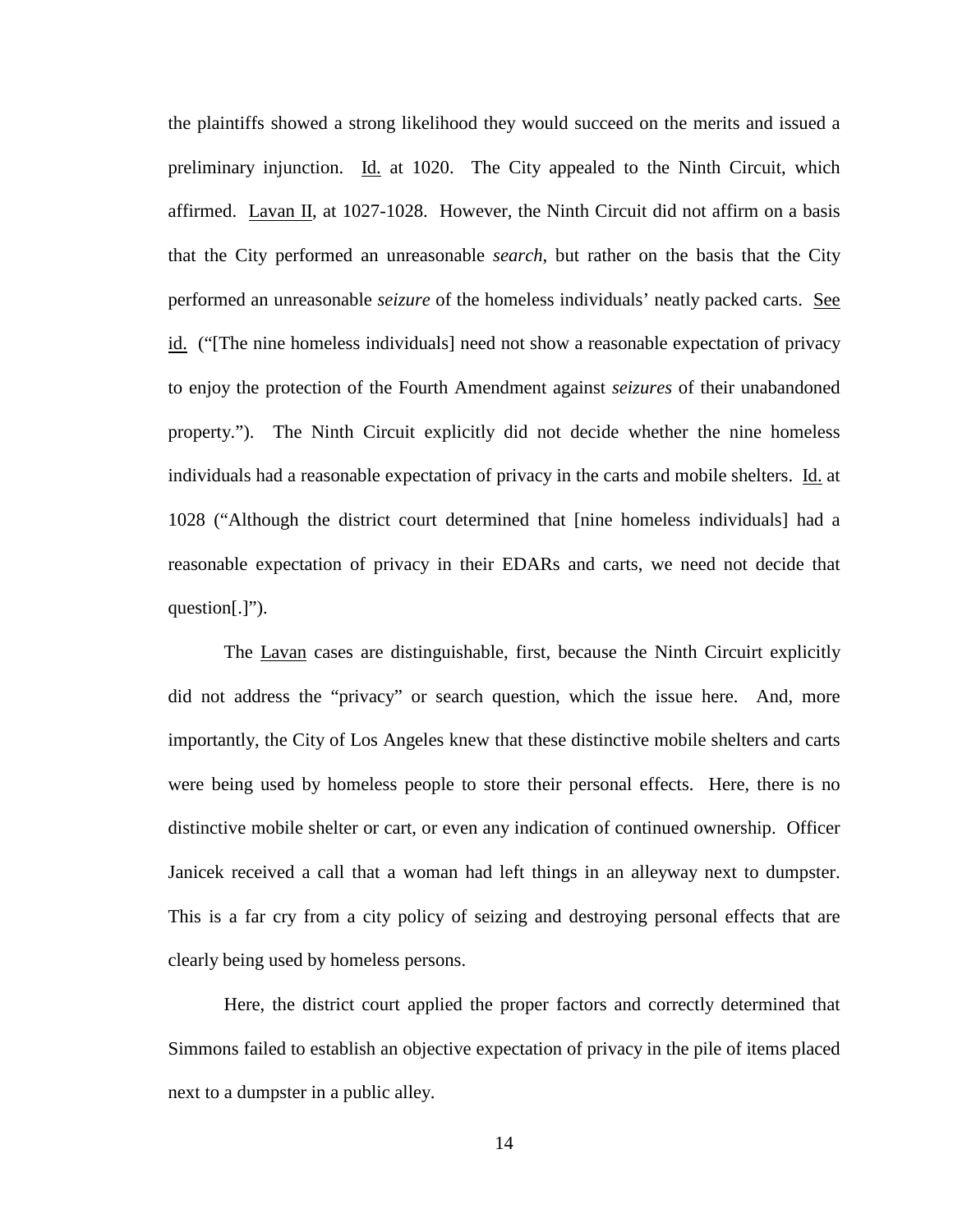the plaintiffs showed a strong likelihood they would succeed on the merits and issued a preliminary injunction. Id. at 1020. The City appealed to the Ninth Circuit, which affirmed. Lavan II, at 1027-1028. However, the Ninth Circuit did not affirm on a basis that the City performed an unreasonable *search*, but rather on the basis that the City performed an unreasonable *seizure* of the homeless individuals' neatly packed carts. See id. ("[The nine homeless individuals] need not show a reasonable expectation of privacy to enjoy the protection of the Fourth Amendment against *seizures* of their unabandoned property."). The Ninth Circuit explicitly did not decide whether the nine homeless individuals had a reasonable expectation of privacy in the carts and mobile shelters. Id. at 1028 ("Although the district court determined that [nine homeless individuals] had a reasonable expectation of privacy in their EDARs and carts, we need not decide that question[.]").

The Lavan cases are distinguishable, first, because the Ninth Circuirt explicitly did not address the "privacy" or search question, which the issue here. And, more importantly, the City of Los Angeles knew that these distinctive mobile shelters and carts were being used by homeless people to store their personal effects. Here, there is no distinctive mobile shelter or cart, or even any indication of continued ownership. Officer Janicek received a call that a woman had left things in an alleyway next to dumpster. This is a far cry from a city policy of seizing and destroying personal effects that are clearly being used by homeless persons.

Here, the district court applied the proper factors and correctly determined that Simmons failed to establish an objective expectation of privacy in the pile of items placed next to a dumpster in a public alley.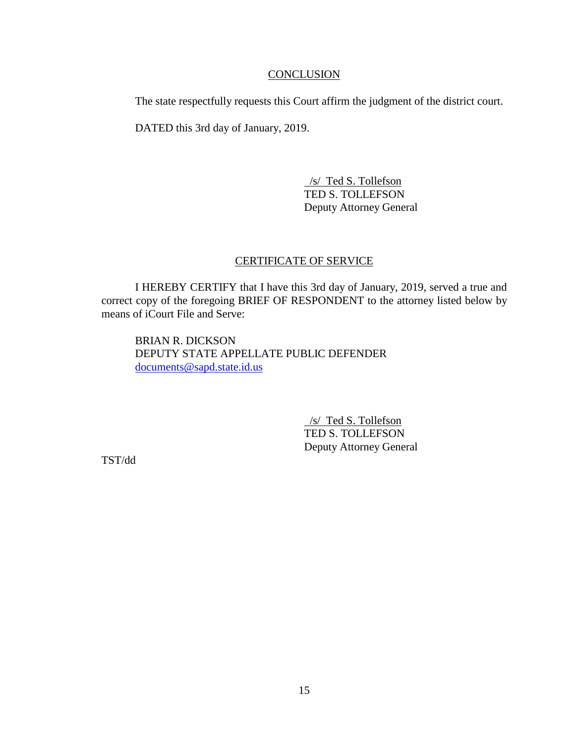## CONCLUSION

The state respectfully requests this Court affirm the judgment of the district court.

DATED this 3rd day of January, 2019.

/s/ Ted S. Tollefson
TED S. TOLLEFSON
Deputy Attorney General

## CERTIFICATE OF SERVICE

I HEREBY CERTIFY that I have this 3rd day of January, 2019, served a true and correct copy of the foregoing BRIEF OF RESPONDENT to the attorney listed below by means of iCourt File and Serve:

BRIAN R. DICKSON
DEPUTY STATE APPELLATE PUBLIC DEFENDER
documents@sapd.state.id.us

/s/ Ted S. Tollefson
TED S. TOLLEFSON
Deputy Attorney General

TST/dd